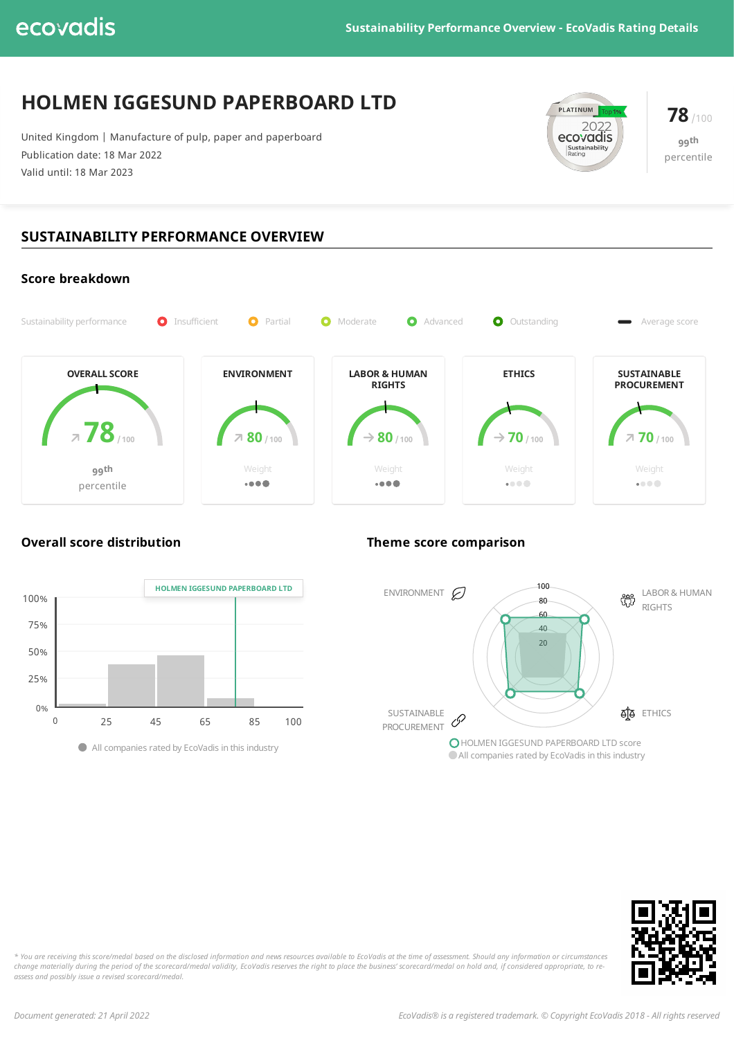# HOLMEN IGGESUND PAPERBOARD LTD

United Kingdom | Manufacture of pulp, paper and paperboard
Publication date: 18 Mar 2022
Valid until: 18 Mar 2023

PLATINUM Top 1% 2022 ecovadis Sustainability Rating

**78** /100
99th percentile

## SUSTAINABILITY PERFORMANCE OVERVIEW

### Score breakdown

Sustainability performance: Insufficient | Partial | Moderate | Advanced | Outstanding | Average score

| OVERALL SCORE | ENVIRONMENT | LABOR & HUMAN RIGHTS | ETHICS | SUSTAINABLE PROCUREMENT |
|---|---|---|---|---|
| 78 / 100 | 80 / 100 | 80 / 100 | 70 / 100 | 70 / 100 |
| 99th percentile | Weight | Weight | Weight | Weight |

### Overall score distribution

HOLMEN IGGESUND PAPERBOARD LTD

All companies rated by EcoVadis in this industry

### Theme score comparison

ENVIRONMENT, LABOR & HUMAN RIGHTS, ETHICS, SUSTAINABLE PROCUREMENT

HOLMEN IGGESUND PAPERBOARD LTD score
All companies rated by EcoVadis in this industry

*\* You are receiving this score/medal based on the disclosed information and news resources available to EcoVadis at the time of assessment. Should any information or circumstances change materially during the period of the scorecard/medal validity, EcoVadis reserves the right to place the business' scorecard/medal on hold and, if considered appropriate, to re-assess and possibly issue a revised scorecard/medal.*

*Document generated: 21 April 2022*

*EcoVadis® is a registered trademark. © Copyright EcoVadis 2018 - All rights reserved*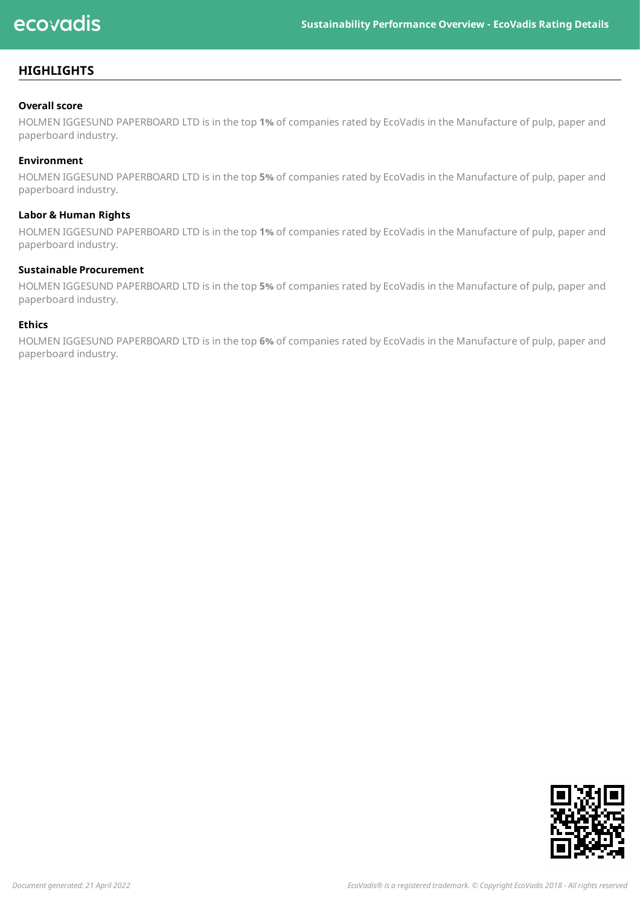## HIGHLIGHTS

**Overall score**

HOLMEN IGGESUND PAPERBOARD LTD is in the top **1%** of companies rated by EcoVadis in the Manufacture of pulp, paper and paperboard industry.

**Environment**

HOLMEN IGGESUND PAPERBOARD LTD is in the top **5%** of companies rated by EcoVadis in the Manufacture of pulp, paper and paperboard industry.

**Labor & Human Rights**

HOLMEN IGGESUND PAPERBOARD LTD is in the top **1%** of companies rated by EcoVadis in the Manufacture of pulp, paper and paperboard industry.

**Sustainable Procurement**

HOLMEN IGGESUND PAPERBOARD LTD is in the top **5%** of companies rated by EcoVadis in the Manufacture of pulp, paper and paperboard industry.

**Ethics**

HOLMEN IGGESUND PAPERBOARD LTD is in the top **6%** of companies rated by EcoVadis in the Manufacture of pulp, paper and paperboard industry.